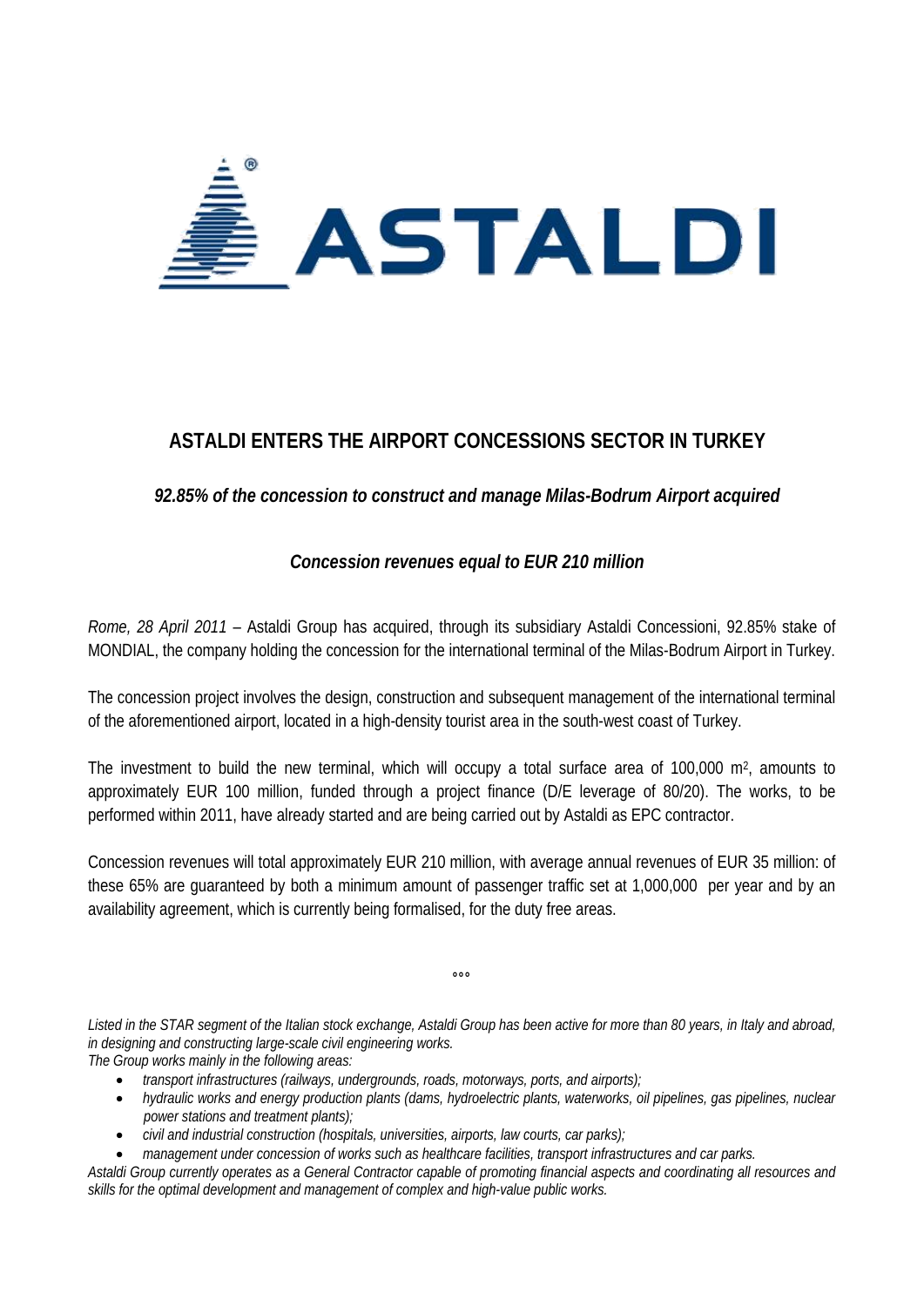ASTALDI

# ASTALDI ENTERS THE AIRPORT CONCESSIONS SECTOR IN TURKEY

***92.85% of the concession to construct and manage Milas-Bodrum Airport acquired***

***Concession revenues equal to EUR 210 million***

*Rome, 28 April 2011* – Astaldi Group has acquired, through its subsidiary Astaldi Concessioni, 92.85% stake of MONDIAL, the company holding the concession for the international terminal of the Milas-Bodrum Airport in Turkey.

The concession project involves the design, construction and subsequent management of the international terminal of the aforementioned airport, located in a high-density tourist area in the south-west coast of Turkey.

The investment to build the new terminal, which will occupy a total surface area of 100,000 $m^2$, amounts to approximately EUR 100 million, funded through a project finance (D/E leverage of 80/20). The works, to be performed within 2011, have already started and are being carried out by Astaldi as EPC contractor.

Concession revenues will total approximately EUR 210 million, with average annual revenues of EUR 35 million: of these 65% are guaranteed by both a minimum amount of passenger traffic set at 1,000,000 per year and by an availability agreement, which is currently being formalised, for the duty free areas.

°°°

*Listed in the STAR segment of the Italian stock exchange, Astaldi Group has been active for more than 80 years, in Italy and abroad, in designing and constructing large-scale civil engineering works.*
*The Group works mainly in the following areas:*

- *transport infrastructures (railways, undergrounds, roads, motorways, ports, and airports);*
- *hydraulic works and energy production plants (dams, hydroelectric plants, waterworks, oil pipelines, gas pipelines, nuclear power stations and treatment plants);*
- *civil and industrial construction (hospitals, universities, airports, law courts, car parks);*
- *management under concession of works such as healthcare facilities, transport infrastructures and car parks.*

*Astaldi Group currently operates as a General Contractor capable of promoting financial aspects and coordinating all resources and skills for the optimal development and management of complex and high-value public works.*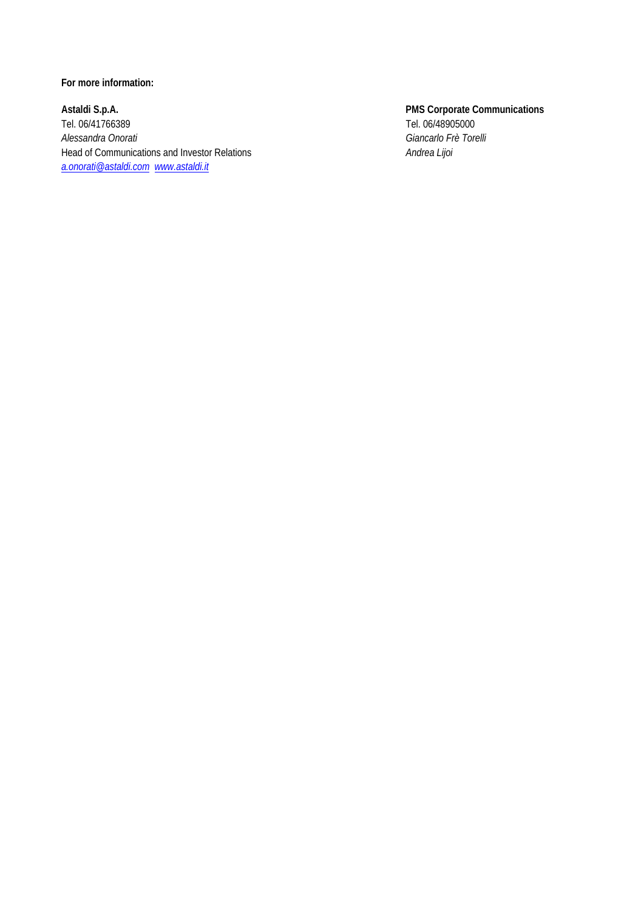**For more information:**

**Astaldi S.p.A.**
Tel. 06/41766389
*Alessandra Onorati*
Head of Communications and Investor Relations
*a.onorati@astaldi.com* *www.astaldi.it*

**PMS Corporate Communications**
Tel. 06/48905000
*Giancarlo Frè Torelli*
*Andrea Lijoi*